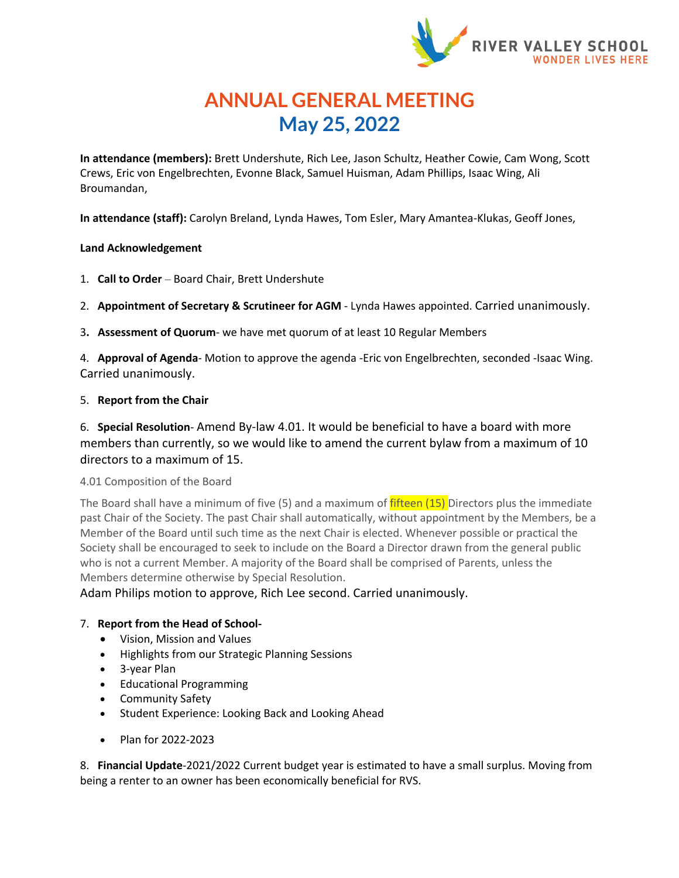RIVER VALLEY SCHOOL
WONDER LIVES HERE

# ANNUAL GENERAL MEETING
## May 25, 2022

**In attendance (members):** Brett Undershute, Rich Lee, Jason Schultz, Heather Cowie, Cam Wong, Scott Crews, Eric von Engelbrechten, Evonne Black, Samuel Huisman, Adam Phillips, Isaac Wing, Ali Broumandan,

**In attendance (staff):** Carolyn Breland, Lynda Hawes, Tom Esler, Mary Amantea-Klukas, Geoff Jones,

**Land Acknowledgement**

1. **Call to Order** – Board Chair, Brett Undershute

2. **Appointment of Secretary & Scrutineer for AGM** - Lynda Hawes appointed. Carried unanimously.

3. **Assessment of Quorum**- we have met quorum of at least 10 Regular Members

4. **Approval of Agenda**- Motion to approve the agenda -Eric von Engelbrechten, seconded -Isaac Wing. Carried unanimously.

5. **Report from the Chair**

6. **Special Resolution**- Amend By-law 4.01. It would be beneficial to have a board with more members than currently, so we would like to amend the current bylaw from a maximum of 10 directors to a maximum of 15.

4.01 Composition of the Board

The Board shall have a minimum of five (5) and a maximum of fifteen (15) Directors plus the immediate past Chair of the Society. The past Chair shall automatically, without appointment by the Members, be a Member of the Board until such time as the next Chair is elected. Whenever possible or practical the Society shall be encouraged to seek to include on the Board a Director drawn from the general public who is not a current Member. A majority of the Board shall be comprised of Parents, unless the Members determine otherwise by Special Resolution.

Adam Philips motion to approve, Rich Lee second. Carried unanimously.

7. **Report from the Head of School-**
   - Vision, Mission and Values
   - Highlights from our Strategic Planning Sessions
   - 3-year Plan
   - Educational Programming
   - Community Safety
   - Student Experience: Looking Back and Looking Ahead
   - Plan for 2022-2023

8. **Financial Update**-2021/2022 Current budget year is estimated to have a small surplus. Moving from being a renter to an owner has been economically beneficial for RVS.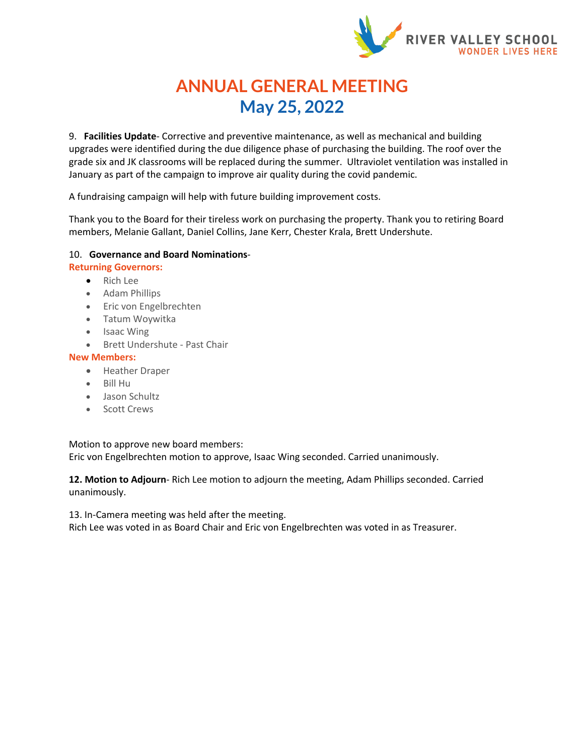RIVER VALLEY SCHOOL
WONDER LIVES HERE

# ANNUAL GENERAL MEETING
## May 25, 2022

9. **Facilities Update**- Corrective and preventive maintenance, as well as mechanical and building upgrades were identified during the due diligence phase of purchasing the building. The roof over the grade six and JK classrooms will be replaced during the summer. Ultraviolet ventilation was installed in January as part of the campaign to improve air quality during the covid pandemic.

A fundraising campaign will help with future building improvement costs.

Thank you to the Board for their tireless work on purchasing the property. Thank you to retiring Board members, Melanie Gallant, Daniel Collins, Jane Kerr, Chester Krala, Brett Undershute.

10. **Governance and Board Nominations**-

**Returning Governors:**

- Rich Lee
- Adam Phillips
- Eric von Engelbrechten
- Tatum Woywitka
- Isaac Wing
- Brett Undershute - Past Chair

**New Members:**

- Heather Draper
- Bill Hu
- Jason Schultz
- Scott Crews

Motion to approve new board members:
Eric von Engelbrechten motion to approve, Isaac Wing seconded. Carried unanimously.

**12. Motion to Adjourn**- Rich Lee motion to adjourn the meeting, Adam Phillips seconded. Carried unanimously.

13. In-Camera meeting was held after the meeting.
Rich Lee was voted in as Board Chair and Eric von Engelbrechten was voted in as Treasurer.